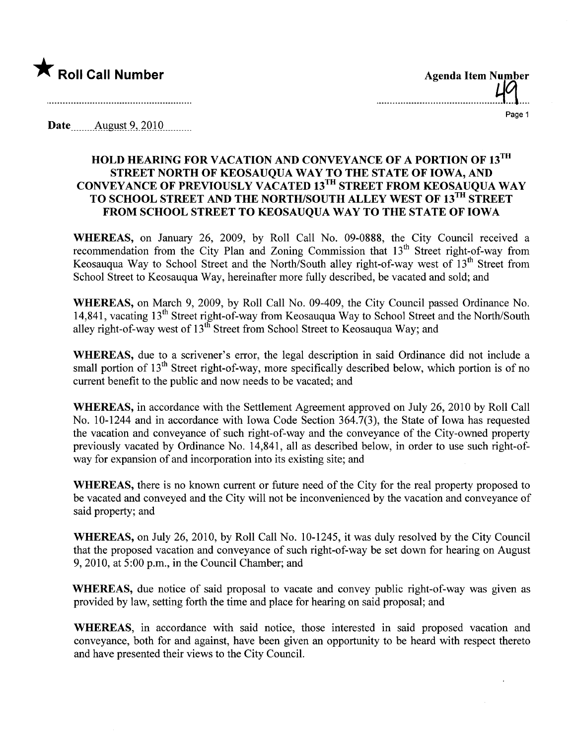★ **Roll Call Number**

**Agenda Item Number**
49

**Date** August 9, 2010

## HOLD HEARING FOR VACATION AND CONVEYANCE OF A PORTION OF 13TH STREET NORTH OF KEOSAUQUA WAY TO THE STATE OF IOWA, AND CONVEYANCE OF PREVIOUSLY VACATED 13TH STREET FROM KEOSAUQUA WAY TO SCHOOL STREET AND THE NORTH/SOUTH ALLEY WEST OF 13TH STREET FROM SCHOOL STREET TO KEOSAUQUA WAY TO THE STATE OF IOWA

**WHEREAS,** on January 26, 2009, by Roll Call No. 09-0888, the City Council received a recommendation from the City Plan and Zoning Commission that 13th Street right-of-way from Keosauqua Way to School Street and the North/South alley right-of-way west of 13th Street from School Street to Keosauqua Way, hereinafter more fully described, be vacated and sold; and

**WHEREAS,** on March 9, 2009, by Roll Call No. 09-409, the City Council passed Ordinance No. 14,841, vacating 13th Street right-of-way from Keosauqua Way to School Street and the North/South alley right-of-way west of 13th Street from School Street to Keosauqua Way; and

**WHEREAS,** due to a scrivener's error, the legal description in said Ordinance did not include a small portion of 13th Street right-of-way, more specifically described below, which portion is of no current benefit to the public and now needs to be vacated; and

**WHEREAS,** in accordance with the Settlement Agreement approved on July 26, 2010 by Roll Call No. 10-1244 and in accordance with Iowa Code Section 364.7(3), the State of Iowa has requested the vacation and conveyance of such right-of-way and the conveyance of the City-owned property previously vacated by Ordinance No. 14,841, all as described below, in order to use such right-of-way for expansion of and incorporation into its existing site; and

**WHEREAS,** there is no known current or future need of the City for the real property proposed to be vacated and conveyed and the City will not be inconvenienced by the vacation and conveyance of said property; and

**WHEREAS,** on July 26, 2010, by Roll Call No. 10-1245, it was duly resolved by the City Council that the proposed vacation and conveyance of such right-of-way be set down for hearing on August 9, 2010, at 5:00 p.m., in the Council Chamber; and

**WHEREAS,** due notice of said proposal to vacate and convey public right-of-way was given as provided by law, setting forth the time and place for hearing on said proposal; and

**WHEREAS,** in accordance with said notice, those interested in said proposed vacation and conveyance, both for and against, have been given an opportunity to be heard with respect thereto and have presented their views to the City Council.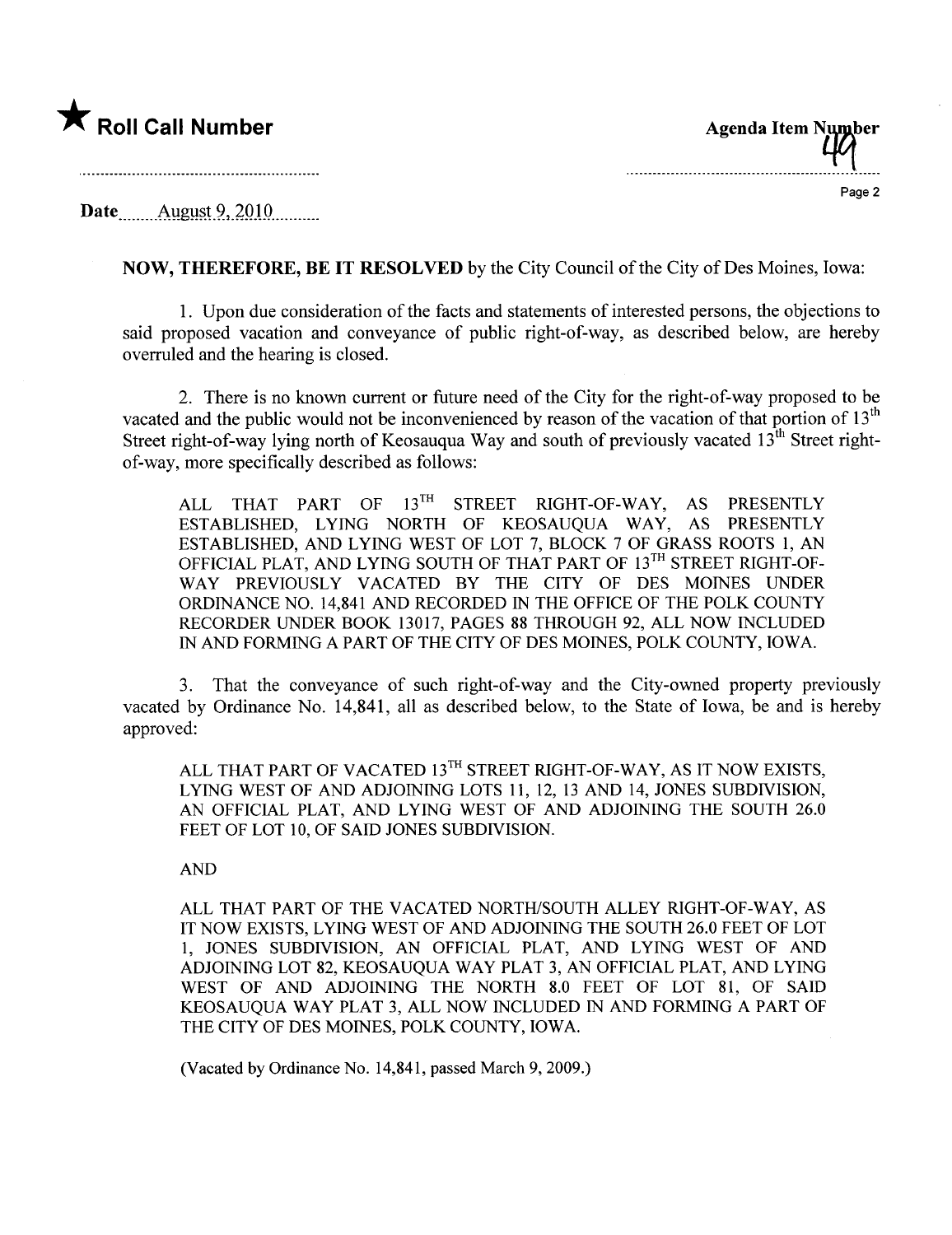★ **Roll Call Number**

**Agenda Item Number**
49

Date August 9, 2010

**NOW, THEREFORE, BE IT RESOLVED** by the City Council of the City of Des Moines, Iowa:

1. Upon due consideration of the facts and statements of interested persons, the objections to said proposed vacation and conveyance of public right-of-way, as described below, are hereby overruled and the hearing is closed.

2. There is no known current or future need of the City for the right-of-way proposed to be vacated and the public would not be inconvenienced by reason of the vacation of that portion of 13th Street right-of-way lying north of Keosauqua Way and south of previously vacated 13th Street right-of-way, more specifically described as follows:

ALL THAT PART OF 13TH STREET RIGHT-OF-WAY, AS PRESENTLY ESTABLISHED, LYING NORTH OF KEOSAUQUA WAY, AS PRESENTLY ESTABLISHED, AND LYING WEST OF LOT 7, BLOCK 7 OF GRASS ROOTS 1, AN OFFICIAL PLAT, AND LYING SOUTH OF THAT PART OF 13TH STREET RIGHT-OF-WAY PREVIOUSLY VACATED BY THE CITY OF DES MOINES UNDER ORDINANCE NO. 14,841 AND RECORDED IN THE OFFICE OF THE POLK COUNTY RECORDER UNDER BOOK 13017, PAGES 88 THROUGH 92, ALL NOW INCLUDED IN AND FORMING A PART OF THE CITY OF DES MOINES, POLK COUNTY, IOWA.

3. That the conveyance of such right-of-way and the City-owned property previously vacated by Ordinance No. 14,841, all as described below, to the State of Iowa, be and is hereby approved:

ALL THAT PART OF VACATED 13TH STREET RIGHT-OF-WAY, AS IT NOW EXISTS, LYING WEST OF AND ADJOINING LOTS 11, 12, 13 AND 14, JONES SUBDIVISION, AN OFFICIAL PLAT, AND LYING WEST OF AND ADJOINING THE SOUTH 26.0 FEET OF LOT 10, OF SAID JONES SUBDIVISION.

AND

ALL THAT PART OF THE VACATED NORTH/SOUTH ALLEY RIGHT-OF-WAY, AS IT NOW EXISTS, LYING WEST OF AND ADJOINING THE SOUTH 26.0 FEET OF LOT 1, JONES SUBDIVISION, AN OFFICIAL PLAT, AND LYING WEST OF AND ADJOINING LOT 82, KEOSAUQUA WAY PLAT 3, AN OFFICIAL PLAT, AND LYING WEST OF AND ADJOINING THE NORTH 8.0 FEET OF LOT 81, OF SAID KEOSAUQUA WAY PLAT 3, ALL NOW INCLUDED IN AND FORMING A PART OF THE CITY OF DES MOINES, POLK COUNTY, IOWA.

(Vacated by Ordinance No. 14,841, passed March 9, 2009.)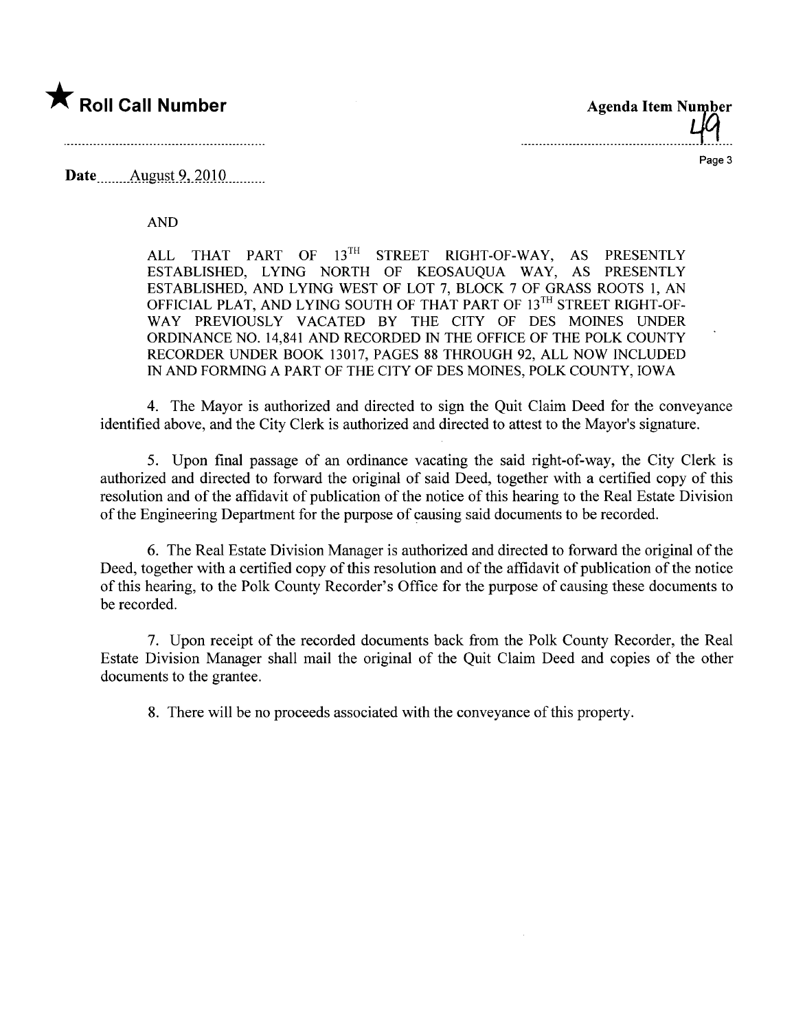★ **Roll Call Number**

**Agenda Item Number** 49

**Date** August 9, 2010

AND

ALL THAT PART OF 13TH STREET RIGHT-OF-WAY, AS PRESENTLY ESTABLISHED, LYING NORTH OF KEOSAUQUA WAY, AS PRESENTLY ESTABLISHED, AND LYING WEST OF LOT 7, BLOCK 7 OF GRASS ROOTS 1, AN OFFICIAL PLAT, AND LYING SOUTH OF THAT PART OF 13TH STREET RIGHT-OF-WAY PREVIOUSLY VACATED BY THE CITY OF DES MOINES UNDER ORDINANCE NO. 14,841 AND RECORDED IN THE OFFICE OF THE POLK COUNTY RECORDER UNDER BOOK 13017, PAGES 88 THROUGH 92, ALL NOW INCLUDED IN AND FORMING A PART OF THE CITY OF DES MOINES, POLK COUNTY, IOWA

4. The Mayor is authorized and directed to sign the Quit Claim Deed for the conveyance identified above, and the City Clerk is authorized and directed to attest to the Mayor's signature.

5. Upon final passage of an ordinance vacating the said right-of-way, the City Clerk is authorized and directed to forward the original of said Deed, together with a certified copy of this resolution and of the affidavit of publication of the notice of this hearing to the Real Estate Division of the Engineering Department for the purpose of causing said documents to be recorded.

6. The Real Estate Division Manager is authorized and directed to forward the original of the Deed, together with a certified copy of this resolution and of the affidavit of publication of the notice of this hearing, to the Polk County Recorder's Office for the purpose of causing these documents to be recorded.

7. Upon receipt of the recorded documents back from the Polk County Recorder, the Real Estate Division Manager shall mail the original of the Quit Claim Deed and copies of the other documents to the grantee.

8. There will be no proceeds associated with the conveyance of this property.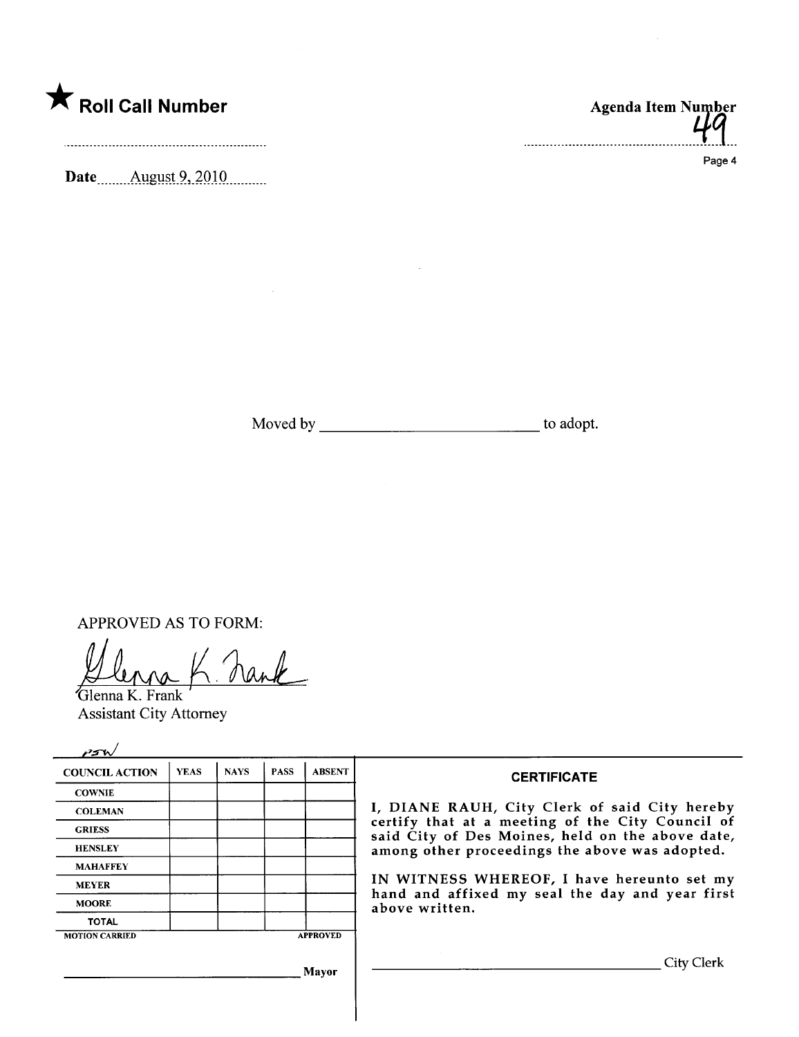★ **Roll Call Number**

Agenda Item Number 49

Date August 9, 2010

Moved by ____________________________ to adopt.

APPROVED AS TO FORM:

Glenna K. Frank
Assistant City Attorney

| COUNCIL ACTION | YEAS | NAYS | PASS | ABSENT |
|---|---|---|---|---|
| COWNIE | | | | |
| COLEMAN | | | | |
| GRIESS | | | | |
| HENSLEY | | | | |
| MAHAFFEY | | | | |
| MEYER | | | | |
| MOORE | | | | |
| TOTAL | | | | |

MOTION CARRIED APPROVED

______________________________ Mayor

**CERTIFICATE**

I, DIANE RAUH, City Clerk of said City hereby certify that at a meeting of the City Council of said City of Des Moines, held on the above date, among other proceedings the above was adopted.

IN WITNESS WHEREOF, I have hereunto set my hand and affixed my seal the day and year first above written.

______________________________ City Clerk